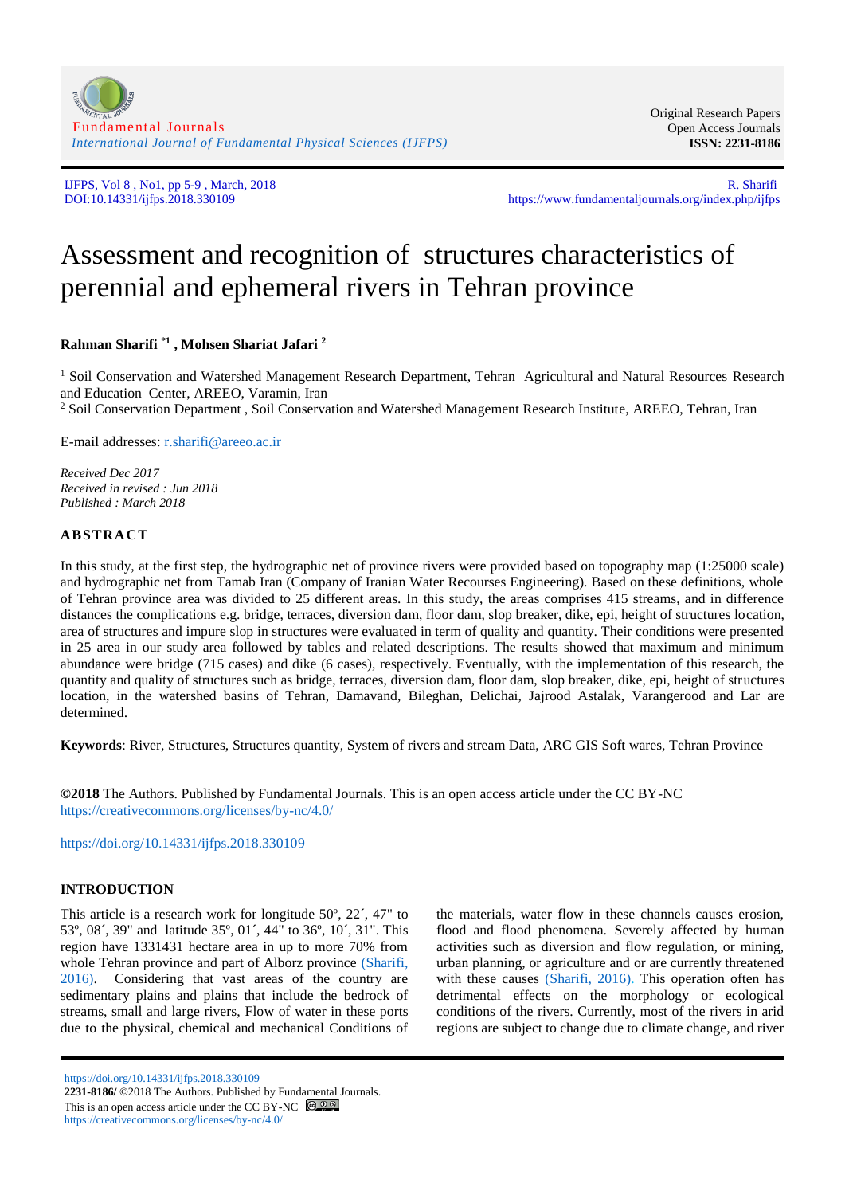# Assessment and recognition of structures characteristics of perennial and ephemeral rivers in Tehran province

**Rahman Sharifi [*1] , Mohsen Shariat Jafari [2]**

[1] Soil Conservation and Watershed Management Research Department, Tehran Agricultural and Natural Resources Research and Education Center, AREEO, Varamin, Iran
[2] Soil Conservation Department , Soil Conservation and Watershed Management Research Institute, AREEO, Tehran, Iran

E-mail addresses: r.sharifi@areeo.ac.ir

*Received Dec 2017*
*Received in revised : Jun 2018*
*Published : March 2018*

## ABSTRACT

In this study, at the first step, the hydrographic net of province rivers were provided based on topography map (1:25000 scale) and hydrographic net from Tamab Iran (Company of Iranian Water Recourses Engineering). Based on these definitions, whole of Tehran province area was divided to 25 different areas. In this study, the areas comprises 415 streams, and in difference distances the complications e.g. bridge, terraces, diversion dam, floor dam, slop breaker, dike, epi, height of structures location, area of structures and impure slop in structures were evaluated in term of quality and quantity. Their conditions were presented in 25 area in our study area followed by tables and related descriptions. The results showed that maximum and minimum abundance were bridge (715 cases) and dike (6 cases), respectively. Eventually, with the implementation of this research, the quantity and quality of structures such as bridge, terraces, diversion dam, floor dam, slop breaker, dike, epi, height of structures location, in the watershed basins of Tehran, Damavand, Bileghan, Delichai, Jajrood Astalak, Varangerood and Lar are determined.

**Keywords**: River, Structures, Structures quantity, System of rivers and stream Data, ARC GIS Soft wares, Tehran Province

**©2018** The Authors. Published by Fundamental Journals. This is an open access article under the CC BY-NC https://creativecommons.org/licenses/by-nc/4.0/

https://doi.org/10.14331/ijfps.2018.330109

## INTRODUCTION

This article is a research work for longitude 50º, 22´, 47" to 53º, 08´, 39" and latitude 35º, 01´, 44" to 36º, 10´, 31". This region have 1331431 hectare area in up to more 70% from whole Tehran province and part of Alborz province (Sharifi, 2016). Considering that vast areas of the country are sedimentary plains and plains that include the bedrock of streams, small and large rivers, Flow of water in these ports due to the physical, chemical and mechanical Conditions of the materials, water flow in these channels causes erosion, flood and flood phenomena. Severely affected by human activities such as diversion and flow regulation, or mining, urban planning, or agriculture and or are currently threatened with these causes (Sharifi, 2016). This operation often has detrimental effects on the morphology or ecological conditions of the rivers. Currently, most of the rivers in arid regions are subject to change due to climate change, and river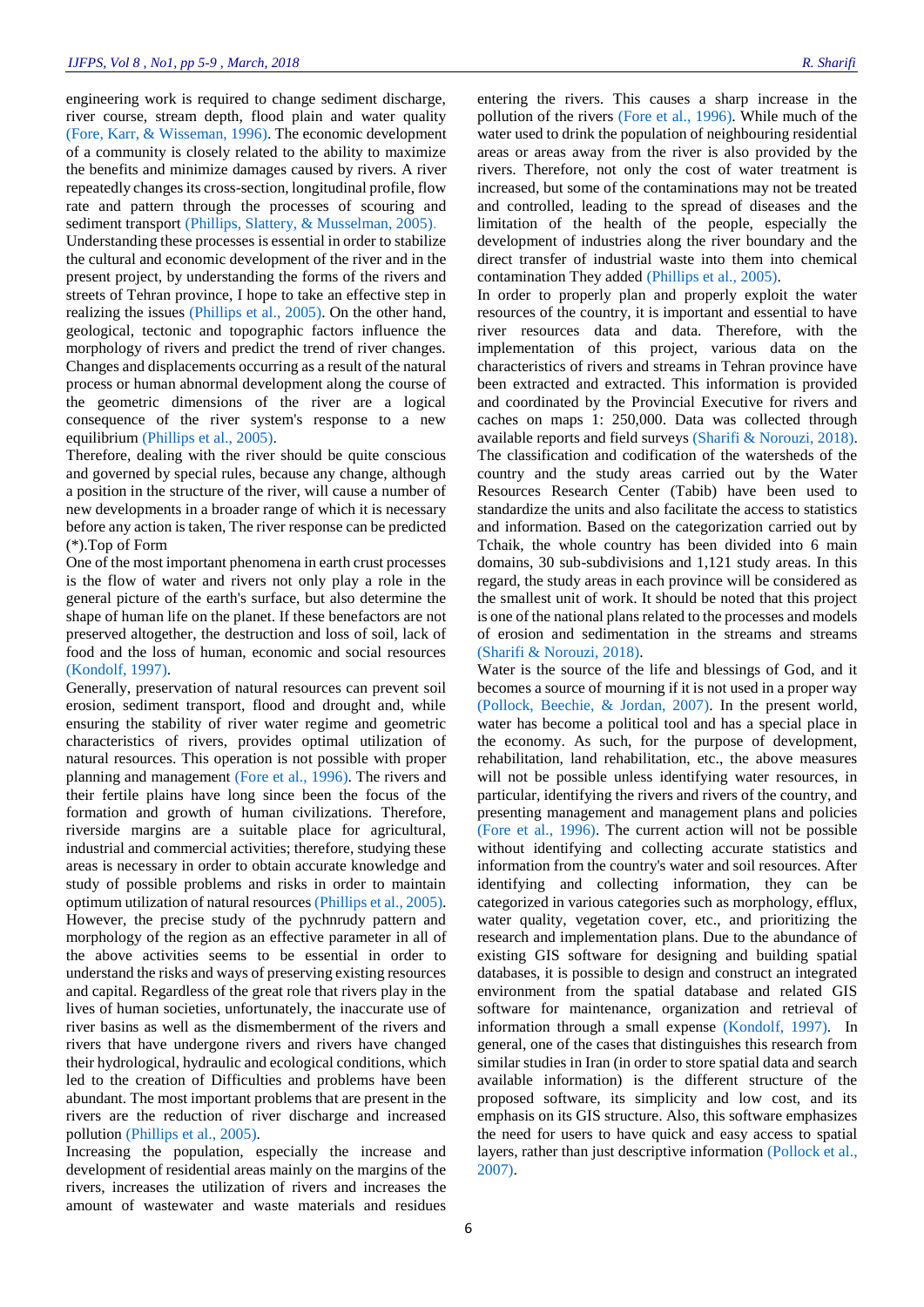engineering work is required to change sediment discharge, river course, stream depth, flood plain and water quality (Fore, Karr, & Wisseman, 1996). The economic development of a community is closely related to the ability to maximize the benefits and minimize damages caused by rivers. A river repeatedly changes its cross-section, longitudinal profile, flow rate and pattern through the processes of scouring and sediment transport (Phillips, Slattery, & Musselman, 2005).

Understanding these processes is essential in order to stabilize the cultural and economic development of the river and in the present project, by understanding the forms of the rivers and streets of Tehran province, I hope to take an effective step in realizing the issues (Phillips et al., 2005). On the other hand, geological, tectonic and topographic factors influence the morphology of rivers and predict the trend of river changes. Changes and displacements occurring as a result of the natural process or human abnormal development along the course of the geometric dimensions of the river are a logical consequence of the river system's response to a new equilibrium (Phillips et al., 2005).

Therefore, dealing with the river should be quite conscious and governed by special rules, because any change, although a position in the structure of the river, will cause a number of new developments in a broader range of which it is necessary before any action is taken, The river response can be predicted (*).Top of Form

One of the most important phenomena in earth crust processes is the flow of water and rivers not only play a role in the general picture of the earth's surface, but also determine the shape of human life on the planet. If these benefactors are not preserved altogether, the destruction and loss of soil, lack of food and the loss of human, economic and social resources (Kondolf, 1997).

Generally, preservation of natural resources can prevent soil erosion, sediment transport, flood and drought and, while ensuring the stability of river water regime and geometric characteristics of rivers, provides optimal utilization of natural resources. This operation is not possible with proper planning and management (Fore et al., 1996). The rivers and their fertile plains have long since been the focus of the formation and growth of human civilizations. Therefore, riverside margins are a suitable place for agricultural, industrial and commercial activities; therefore, studying these areas is necessary in order to obtain accurate knowledge and study of possible problems and risks in order to maintain optimum utilization of natural resources (Phillips et al., 2005). However, the precise study of the pychnrudy pattern and morphology of the region as an effective parameter in all of the above activities seems to be essential in order to understand the risks and ways of preserving existing resources and capital. Regardless of the great role that rivers play in the lives of human societies, unfortunately, the inaccurate use of river basins as well as the dismemberment of the rivers and rivers that have undergone rivers and rivers have changed their hydrological, hydraulic and ecological conditions, which led to the creation of Difficulties and problems have been abundant. The most important problems that are present in the rivers are the reduction of river discharge and increased pollution (Phillips et al., 2005).

Increasing the population, especially the increase and development of residential areas mainly on the margins of the rivers, increases the utilization of rivers and increases the amount of wastewater and waste materials and residues entering the rivers. This causes a sharp increase in the pollution of the rivers (Fore et al., 1996). While much of the water used to drink the population of neighbouring residential areas or areas away from the river is also provided by the rivers. Therefore, not only the cost of water treatment is increased, but some of the contaminations may not be treated and controlled, leading to the spread of diseases and the limitation of the health of the people, especially the development of industries along the river boundary and the direct transfer of industrial waste into them into chemical contamination They added (Phillips et al., 2005).

In order to properly plan and properly exploit the water resources of the country, it is important and essential to have river resources data and data. Therefore, with the implementation of this project, various data on the characteristics of rivers and streams in Tehran province have been extracted and extracted. This information is provided and coordinated by the Provincial Executive for rivers and caches on maps 1: 250,000. Data was collected through available reports and field surveys (Sharifi & Norouzi, 2018). The classification and codification of the watersheds of the country and the study areas carried out by the Water Resources Research Center (Tabib) have been used to standardize the units and also facilitate the access to statistics and information. Based on the categorization carried out by Tchaik, the whole country has been divided into 6 main domains, 30 sub-subdivisions and 1,121 study areas. In this regard, the study areas in each province will be considered as the smallest unit of work. It should be noted that this project is one of the national plans related to the processes and models of erosion and sedimentation in the streams and streams (Sharifi & Norouzi, 2018).

Water is the source of the life and blessings of God, and it becomes a source of mourning if it is not used in a proper way (Pollock, Beechie, & Jordan, 2007). In the present world, water has become a political tool and has a special place in the economy. As such, for the purpose of development, rehabilitation, land rehabilitation, etc., the above measures will not be possible unless identifying water resources, in particular, identifying the rivers and rivers of the country, and presenting management and management plans and policies (Fore et al., 1996). The current action will not be possible without identifying and collecting accurate statistics and information from the country's water and soil resources. After identifying and collecting information, they can be categorized in various categories such as morphology, efflux, water quality, vegetation cover, etc., and prioritizing the research and implementation plans. Due to the abundance of existing GIS software for designing and building spatial databases, it is possible to design and construct an integrated environment from the spatial database and related GIS software for maintenance, organization and retrieval of information through a small expense (Kondolf, 1997). In general, one of the cases that distinguishes this research from similar studies in Iran (in order to store spatial data and search available information) is the different structure of the proposed software, its simplicity and low cost, and its emphasis on its GIS structure. Also, this software emphasizes the need for users to have quick and easy access to spatial layers, rather than just descriptive information (Pollock et al., 2007).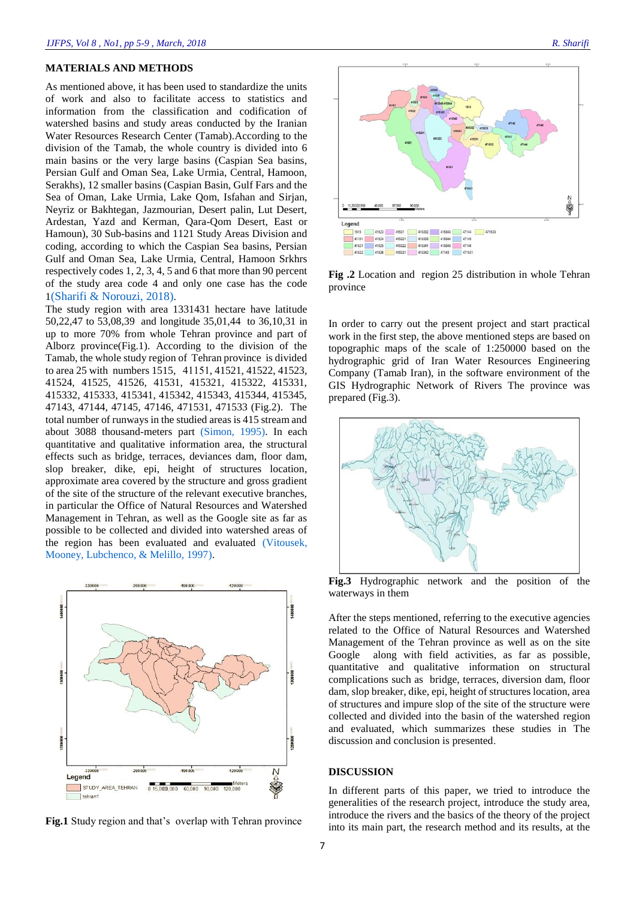## MATERIALS AND METHODS

As mentioned above, it has been used to standardize the units of work and also to facilitate access to statistics and information from the classification and codification of watershed basins and study areas conducted by the Iranian Water Resources Research Center (Tamab).According to the division of the Tamab, the whole country is divided into 6 main basins or the very large basins (Caspian Sea basins, Persian Gulf and Oman Sea, Lake Urmia, Central, Hamoon, Serakhs), 12 smaller basins (Caspian Basin, Gulf Fars and the Sea of Oman, Lake Urmia, Lake Qom, Isfahan and Sirjan, Neyriz or Bakhtegan, Jazmourian, Desert palin, Lut Desert, Ardestan, Yazd and Kerman, Qara-Qom Desert, East or Hamoun), 30 Sub-basins and 1121 Study Areas Division and coding, according to which the Caspian Sea basins, Persian Gulf and Oman Sea, Lake Urmia, Central, Hamoon Srkhrs respectively codes 1, 2, 3, 4, 5 and 6 that more than 90 percent of the study area code 4 and only one case has the code 1(Sharifi & Norouzi, 2018).

The study region with area 1331431 hectare have latitude 50,22,47 to 53,08,39 and longitude 35,01,44 to 36,10,31 in up to more 70% from whole Tehran province and part of Alborz province(Fig.1). According to the division of the Tamab, the whole study region of Tehran province is divided to area 25 with numbers 1515, 41151, 41521, 41522, 41523, 41524, 41525, 41526, 41531, 415321, 415322, 415331, 415332, 415333, 415341, 415342, 415343, 415344, 415345, 47143, 47144, 47145, 47146, 471531, 471533 (Fig.2). The total number of runways in the studied areas is 415 stream and about 3088 thousand-meters part (Simon, 1995). In each quantitative and qualitative information area, the structural effects such as bridge, terraces, deviances dam, floor dam, slop breaker, dike, epi, height of structures location, approximate area covered by the structure and gross gradient of the site of the structure of the relevant executive branches, in particular the Office of Natural Resources and Watershed Management in Tehran, as well as the Google site as far as possible to be collected and divided into watershed areas of the region has been evaluated and evaluated (Vitousek, Mooney, Lubchenco, & Melillo, 1997).

**Fig.1** Study region and that's overlap with Tehran province

**Fig .2** Location and region 25 distribution in whole Tehran province

In order to carry out the present project and start practical work in the first step, the above mentioned steps are based on topographic maps of the scale of 1:250000 based on the hydrographic grid of Iran Water Resources Engineering Company (Tamab Iran), in the software environment of the GIS Hydrographic Network of Rivers The province was prepared (Fig.3).

**Fig.3** Hydrographic network and the position of the waterways in them

After the steps mentioned, referring to the executive agencies related to the Office of Natural Resources and Watershed Management of the Tehran province as well as on the site Google along with field activities, as far as possible, quantitative and qualitative information on structural complications such as bridge, terraces, diversion dam, floor dam, slop breaker, dike, epi, height of structures location, area of structures and impure slop of the site of the structure were collected and divided into the basin of the watershed region and evaluated, which summarizes these studies in The discussion and conclusion is presented.

## DISCUSSION

In different parts of this paper, we tried to introduce the generalities of the research project, introduce the study area, introduce the rivers and the basics of the theory of the project into its main part, the research method and its results, at the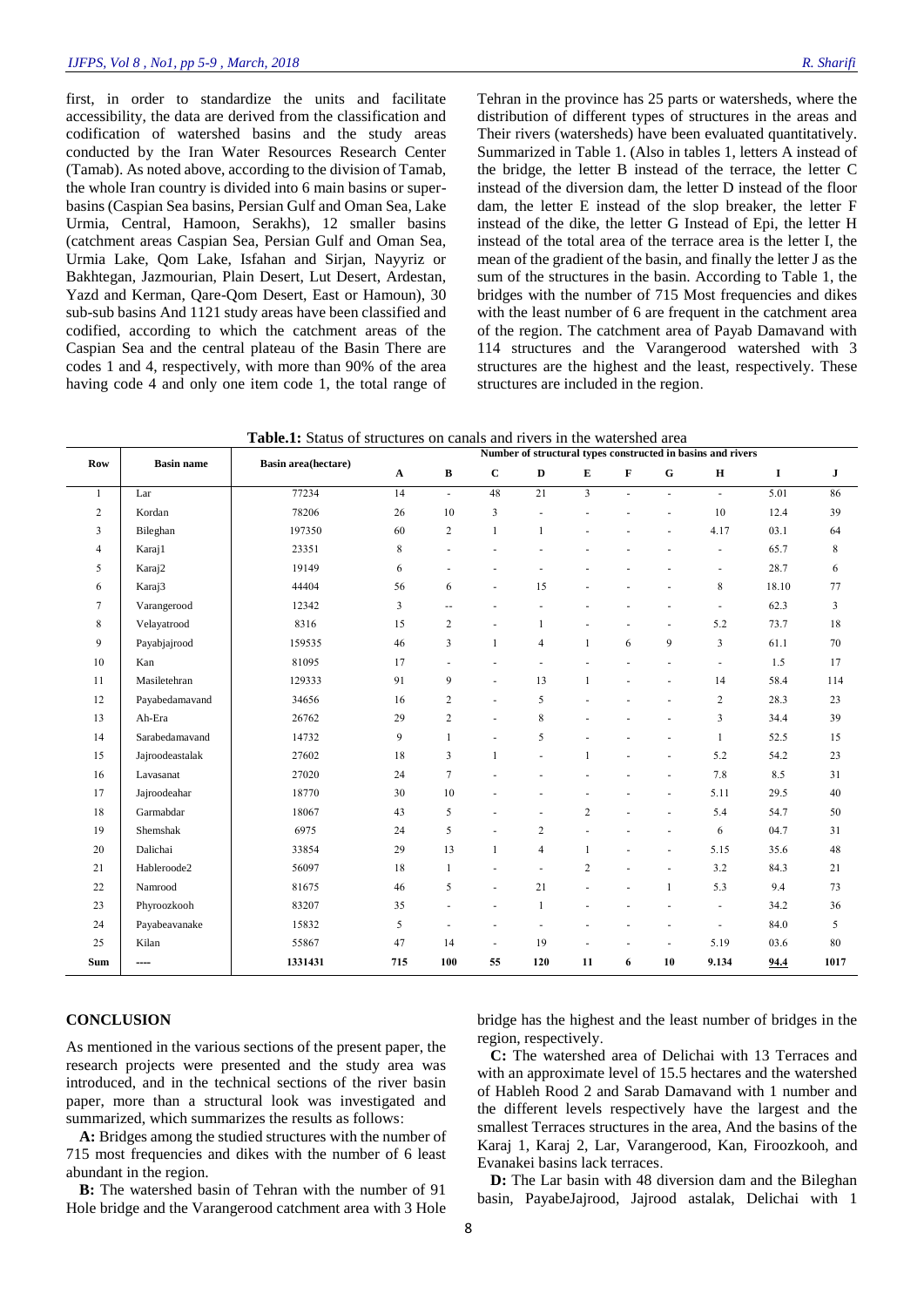first, in order to standardize the units and facilitate accessibility, the data are derived from the classification and codification of watershed basins and the study areas conducted by the Iran Water Resources Research Center (Tamab). As noted above, according to the division of Tamab, the whole Iran country is divided into 6 main basins or super-basins (Caspian Sea basins, Persian Gulf and Oman Sea, Lake Urmia, Central, Hamoon, Serakhs), 12 smaller basins (catchment areas Caspian Sea, Persian Gulf and Oman Sea, Urmia Lake, Qom Lake, Isfahan and Sirjan, Nayyriz or Bakhtegan, Jazmourian, Plain Desert, Lut Desert, Ardestan, Yazd and Kerman, Qare-Qom Desert, East or Hamoun), 30 sub-sub basins And 1121 study areas have been classified and codified, according to which the catchment areas of the Caspian Sea and the central plateau of the Basin There are codes 1 and 4, respectively, with more than 90% of the area having code 4 and only one item code 1, the total range of Tehran in the province has 25 parts or watersheds, where the distribution of different types of structures in the areas and Their rivers (watersheds) have been evaluated quantitatively. Summarized in Table 1. (Also in tables 1, letters A instead of the bridge, the letter B instead of the terrace, the letter C instead of the diversion dam, the letter D instead of the floor dam, the letter E instead of the slop breaker, the letter F instead of the dike, the letter G Instead of Epi, the letter H instead of the total area of the terrace area is the letter I, the mean of the gradient of the basin, and finally the letter J as the sum of the structures in the basin. According to Table 1, the bridges with the number of 715 Most frequencies and dikes with the least number of 6 are frequent in the catchment area of the region. The catchment area of Payab Damavand with 114 structures and the Varangerood watershed with 3 structures are the highest and the least, respectively. These structures are included in the region.

**Table.1:** Status of structures on canals and rivers in the watershed area

| Row | Basin name | Basin area(hectare) | Number of structural types constructed in basins and rivers | | | | | | | | | |
|---|---|---|---|---|---|---|---|---|---|---|---|---|
| | | | A | B | C | D | E | F | G | H | I | J |
| 1 | Lar | 77234 | 14 | - | 48 | 21 | 3 | - | - | - | 5.01 | 86 |
| 2 | Kordan | 78206 | 26 | 10 | 3 | - | - | - | - | 10 | 12.4 | 39 |
| 3 | Bileghan | 197350 | 60 | 2 | 1 | 1 | - | - | - | 4.17 | 03.1 | 64 |
| 4 | Karaj1 | 23351 | 8 | - | - | - | - | - | - | - | 65.7 | 8 |
| 5 | Karaj2 | 19149 | 6 | - | - | - | - | - | - | - | 28.7 | 6 |
| 6 | Karaj3 | 44404 | 56 | 6 | - | 15 | - | - | - | 8 | 18.10 | 77 |
| 7 | Varangerood | 12342 | 3 | -- | - | - | - | - | - | - | 62.3 | 3 |
| 8 | Velayatrood | 8316 | 15 | 2 | - | 1 | - | - | - | 5.2 | 73.7 | 18 |
| 9 | Payabjajrood | 159535 | 46 | 3 | 1 | 4 | 1 | 6 | 9 | 3 | 61.1 | 70 |
| 10 | Kan | 81095 | 17 | - | - | - | - | - | - | - | 1.5 | 17 |
| 11 | Masiletehran | 129333 | 91 | 9 | - | 13 | 1 | - | - | 14 | 58.4 | 114 |
| 12 | Payabedamavand | 34656 | 16 | 2 | - | 5 | - | - | - | 2 | 28.3 | 23 |
| 13 | Ah-Era | 26762 | 29 | 2 | - | 8 | - | - | - | 3 | 34.4 | 39 |
| 14 | Sarabedamavand | 14732 | 9 | 1 | - | 5 | - | - | - | 1 | 52.5 | 15 |
| 15 | Jajroodeastalak | 27602 | 18 | 3 | 1 | - | 1 | - | - | 5.2 | 54.2 | 23 |
| 16 | Lavasanat | 27020 | 24 | 7 | - | - | - | - | - | 7.8 | 8.5 | 31 |
| 17 | Jajroodeahar | 18770 | 30 | 10 | - | - | - | - | - | 5.11 | 29.5 | 40 |
| 18 | Garmabdar | 18067 | 43 | 5 | - | - | 2 | - | - | 5.4 | 54.7 | 50 |
| 19 | Shemshak | 6975 | 24 | 5 | - | 2 | - | - | - | 6 | 04.7 | 31 |
| 20 | Dalichai | 33854 | 29 | 13 | 1 | 4 | 1 | - | - | 5.15 | 35.6 | 48 |
| 21 | Hableroode2 | 56097 | 18 | 1 | - | - | 2 | - | - | 3.2 | 84.3 | 21 |
| 22 | Namrood | 81675 | 46 | 5 | - | 21 | - | - | 1 | 5.3 | 9.4 | 73 |
| 23 | Phyroozkooh | 83207 | 35 | - | - | 1 | - | - | - | - | 34.2 | 36 |
| 24 | Payabeavanake | 15832 | 5 | - | - | - | - | - | - | - | 84.0 | 5 |
| 25 | Kilan | 55867 | 47 | 14 | - | 19 | - | - | - | 5.19 | 03.6 | 80 |
| **Sum** | **----** | **1331431** | **715** | **100** | **55** | **120** | **11** | **6** | **10** | **9.134** | **94.4** | **1017** |

## CONCLUSION

As mentioned in the various sections of the present paper, the research projects were presented and the study area was introduced, and in the technical sections of the river basin paper, more than a structural look was investigated and summarized, which summarizes the results as follows:

**A:** Bridges among the studied structures with the number of 715 most frequencies and dikes with the number of 6 least abundant in the region.

**B:** The watershed basin of Tehran with the number of 91 Hole bridge and the Varangerood catchment area with 3 Hole bridge has the highest and the least number of bridges in the region, respectively.

**C:** The watershed area of Delichai with 13 Terraces and with an approximate level of 15.5 hectares and the watershed of Hableh Rood 2 and Sarab Damavand with 1 number and the different levels respectively have the largest and the smallest Terraces structures in the area, And the basins of the Karaj 1, Karaj 2, Lar, Varangerood, Kan, Firoozkooh, and Evanakei basins lack terraces.

**D:** The Lar basin with 48 diversion dam and the Bileghan basin, PayabeJajrood, Jajrood astalak, Delichai with 1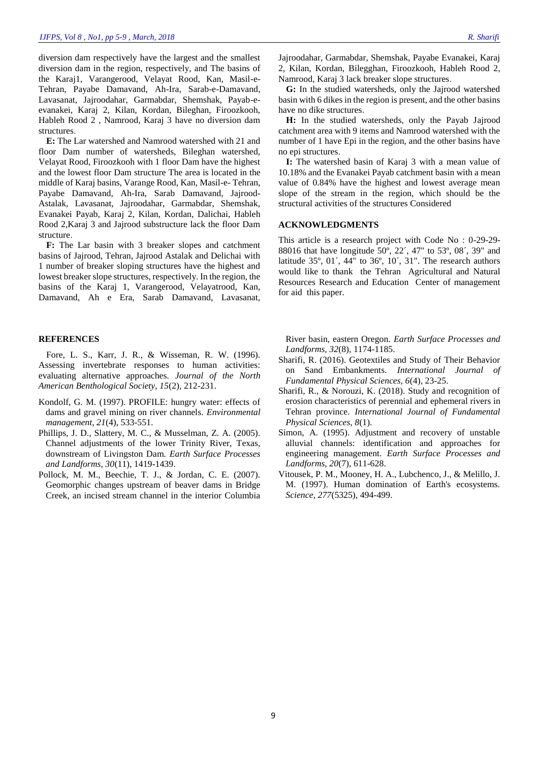diversion dam respectively have the largest and the smallest diversion dam in the region, respectively, and The basins of the Karaj1, Varangerood, Velayat Rood, Kan, Masil-e-Tehran, Payabe Damavand, Ah-Ira, Sarab-e-Damavand, Lavasanat, Jajroodahar, Garmabdar, Shemshak, Payab-e-evanakei, Karaj 2, Kilan, Kordan, Bileghan, Firoozkooh, Hableh Rood 2 , Namrood, Karaj 3 have no diversion dam structures.

**E:** The Lar watershed and Namrood watershed with 21 and floor Dam number of watersheds, Bileghan watershed, Velayat Rood, Firoozkooh with 1 floor Dam have the highest and the lowest floor Dam structure The area is located in the middle of Karaj basins, Varange Rood, Kan, Masil-e- Tehran, Payabe Damavand, Ah-Ira, Sarab Damavand, Jajrood-Astalak, Lavasanat, Jajroodahar, Garmabdar, Shemshak, Evanakei Payab, Karaj 2, Kilan, Kordan, Dalichai, Hableh Rood 2,Karaj 3 and Jajrood substructure lack the floor Dam structure.

**F:** The Lar basin with 3 breaker slopes and catchment basins of Jajrood, Tehran, Jajrood Astalak and Delichai with 1 number of breaker sloping structures have the highest and lowest breaker slope structures, respectively. In the region, the basins of the Karaj 1, Varangerood, Velayatrood, Kan, Damavand, Ah e Era, Sarab Damavand, Lavasanat, Jajroodahar, Garmabdar, Shemshak, Payabe Evanakei, Karaj 2, Kilan, Kordan, Bilegghan, Firoozkooh, Hableh Rood 2, Namrood, Karaj 3 lack breaker slope structures.

**G:** In the studied watersheds, only the Jajrood watershed basin with 6 dikes in the region is present, and the other basins have no dike structures.

**H:** In the studied watersheds, only the Payab Jajrood catchment area with 9 items and Namrood watershed with the number of 1 have Epi in the region, and the other basins have no epi structures.

**I:** The watershed basin of Karaj 3 with a mean value of 10.18% and the Evanakei Payab catchment basin with a mean value of 0.84% have the highest and lowest average mean slope of the stream in the region, which should be the structural activities of the structures Considered

## ACKNOWLEDGMENTS

This article is a research project with Code No : 0-29-29-88016 that have longitude 50º, 22´, 47" to 53º, 08´, 39" and latitude 35º, 01´, 44" to 36º, 10´, 31". The research authors would like to thank the Tehran Agricultural and Natural Resources Research and Education Center of management for aid this paper.

## REFERENCES

Fore, L. S., Karr, J. R., & Wisseman, R. W. (1996). Assessing invertebrate responses to human activities: evaluating alternative approaches. *Journal of the North American Benthological Society, 15*(2), 212-231.

Kondolf, G. M. (1997). PROFILE: hungry water: effects of dams and gravel mining on river channels. *Environmental management, 21*(4), 533-551.

Phillips, J. D., Slattery, M. C., & Musselman, Z. A. (2005). Channel adjustments of the lower Trinity River, Texas, downstream of Livingston Dam. *Earth Surface Processes and Landforms, 30*(11), 1419-1439.

Pollock, M. M., Beechie, T. J., & Jordan, C. E. (2007). Geomorphic changes upstream of beaver dams in Bridge Creek, an incised stream channel in the interior Columbia River basin, eastern Oregon. *Earth Surface Processes and Landforms, 32*(8), 1174-1185.

Sharifi, R. (2016). Geotextiles and Study of Their Behavior on Sand Embankments. *International Journal of Fundamental Physical Sciences, 6*(4), 23-25.

Sharifi, R., & Norouzi, K. (2018). Study and recognition of erosion characteristics of perennial and ephemeral rivers in Tehran province. *International Journal of Fundamental Physical Sciences, 8*(1).

Simon, A. (1995). Adjustment and recovery of unstable alluvial channels: identification and approaches for engineering management. *Earth Surface Processes and Landforms, 20*(7), 611-628.

Vitousek, P. M., Mooney, H. A., Lubchenco, J., & Melillo, J. M. (1997). Human domination of Earth's ecosystems. *Science, 277*(5325), 494-499.